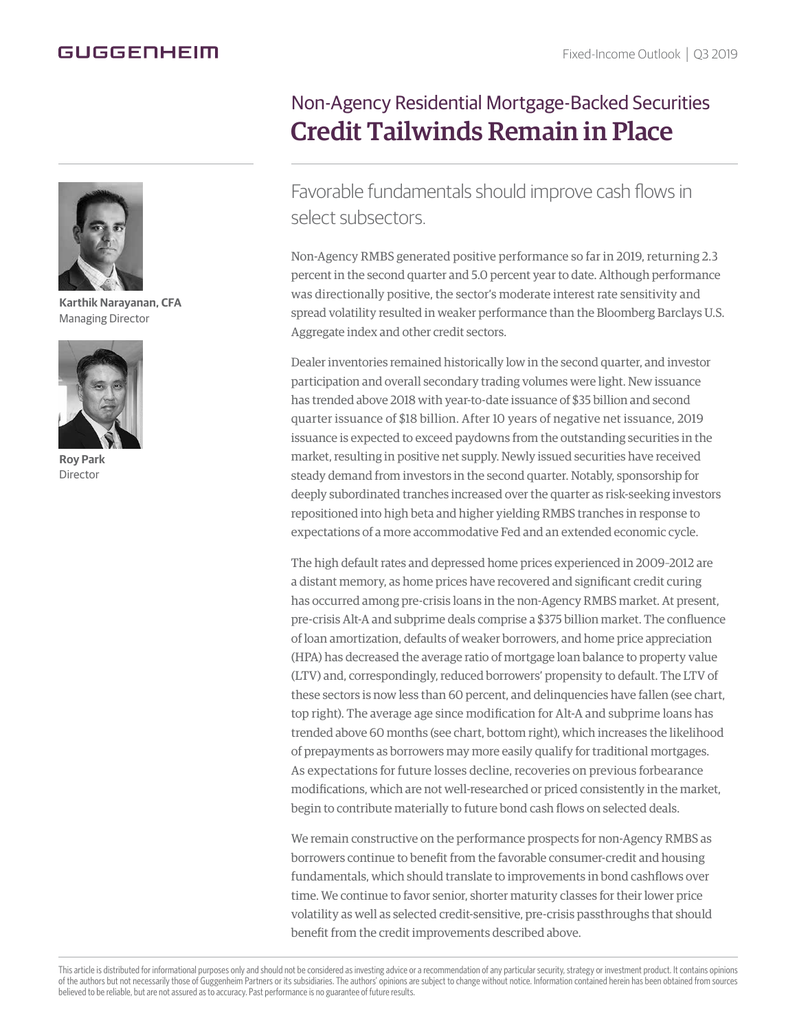# Non-Agency Residential Mortgage-Backed Securities

## Credit Tailwinds Remain in Place

**Karthik Narayanan, CFA**
Managing Director

**Roy Park**
Director

Favorable fundamentals should improve cash flows in select subsectors.

Non-Agency RMBS generated positive performance so far in 2019, returning 2.3 percent in the second quarter and 5.0 percent year to date. Although performance was directionally positive, the sector's moderate interest rate sensitivity and spread volatility resulted in weaker performance than the Bloomberg Barclays U.S. Aggregate index and other credit sectors.

Dealer inventories remained historically low in the second quarter, and investor participation and overall secondary trading volumes were light. New issuance has trended above 2018 with year-to-date issuance of $35 billion and second quarter issuance of $18 billion. After 10 years of negative net issuance, 2019 issuance is expected to exceed paydowns from the outstanding securities in the market, resulting in positive net supply. Newly issued securities have received steady demand from investors in the second quarter. Notably, sponsorship for deeply subordinated tranches increased over the quarter as risk-seeking investors repositioned into high beta and higher yielding RMBS tranches in response to expectations of a more accommodative Fed and an extended economic cycle.

The high default rates and depressed home prices experienced in 2009–2012 are a distant memory, as home prices have recovered and significant credit curing has occurred among pre-crisis loans in the non-Agency RMBS market. At present, pre-crisis Alt-A and subprime deals comprise a $375 billion market. The confluence of loan amortization, defaults of weaker borrowers, and home price appreciation (HPA) has decreased the average ratio of mortgage loan balance to property value (LTV) and, correspondingly, reduced borrowers' propensity to default. The LTV of these sectors is now less than 60 percent, and delinquencies have fallen (see chart, top right). The average age since modification for Alt-A and subprime loans has trended above 60 months (see chart, bottom right), which increases the likelihood of prepayments as borrowers may more easily qualify for traditional mortgages. As expectations for future losses decline, recoveries on previous forbearance modifications, which are not well-researched or priced consistently in the market, begin to contribute materially to future bond cash flows on selected deals.

We remain constructive on the performance prospects for non-Agency RMBS as borrowers continue to benefit from the favorable consumer-credit and housing fundamentals, which should translate to improvements in bond cashflows over time. We continue to favor senior, shorter maturity classes for their lower price volatility as well as selected credit-sensitive, pre-crisis passthroughs that should benefit from the credit improvements described above.

This article is distributed for informational purposes only and should not be considered as investing advice or a recommendation of any particular security, strategy or investment product. It contains opinions of the authors but not necessarily those of Guggenheim Partners or its subsidiaries. The authors' opinions are subject to change without notice. Information contained herein has been obtained from sources believed to be reliable, but are not assured as to accuracy. Past performance is no guarantee of future results.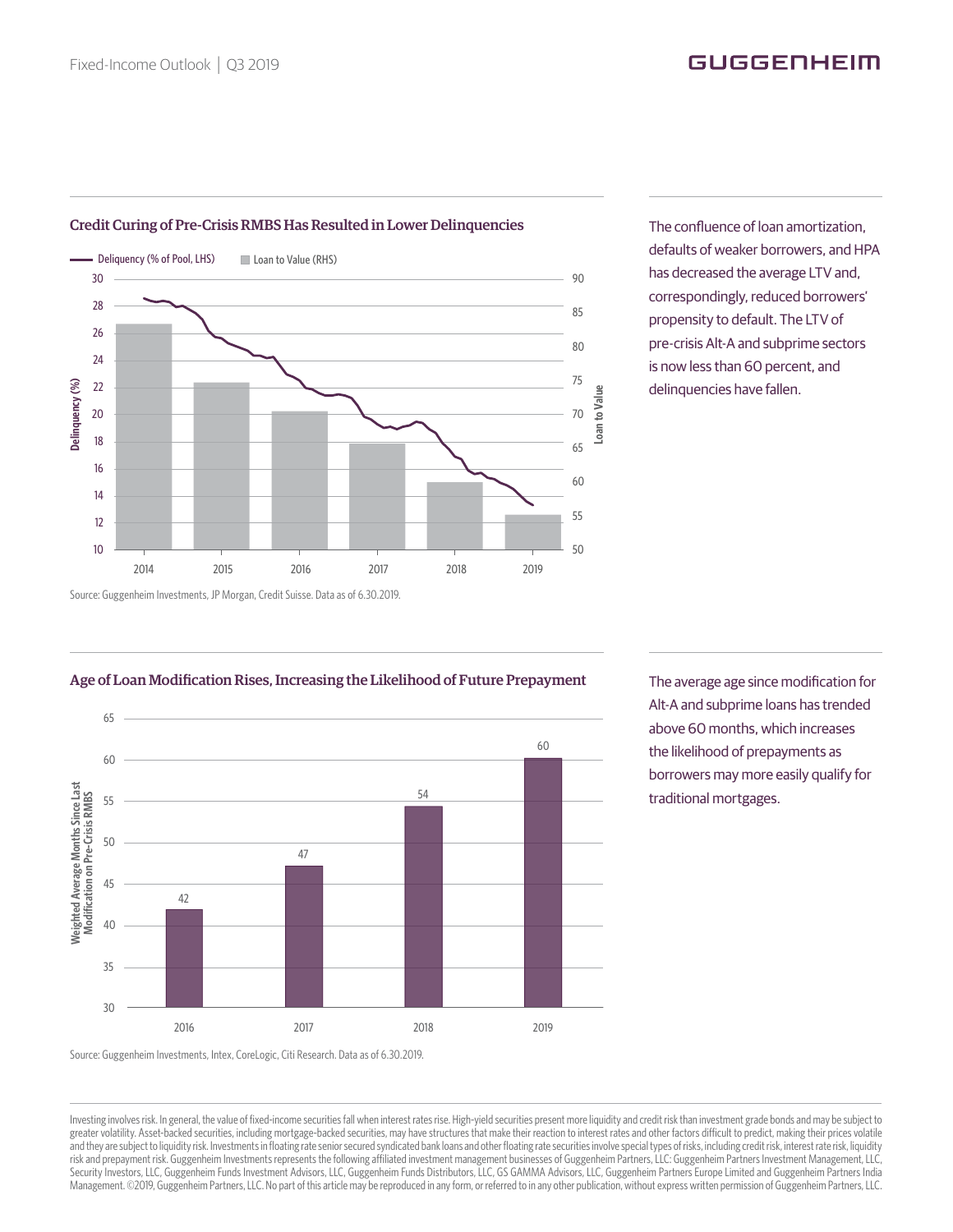## Credit Curing of Pre-Crisis RMBS Has Resulted in Lower Delinquencies

Deliquency (% of Pool, LHS)
Loan to Value (RHS)

Delinquency (%)
30
28
26
24
22
20
18
16
14
12
10

Loan to Value
90
85
80
75
70
65
60
55
50

2014
2015
2016
2017
2018
2019

Source: Guggenheim Investments, JP Morgan, Credit Suisse. Data as of 6.30.2019.

The confluence of loan amortization, defaults of weaker borrowers, and HPA has decreased the average LTV and, correspondingly, reduced borrowers' propensity to default. The LTV of pre-crisis Alt-A and subprime sectors is now less than 60 percent, and delinquencies have fallen.

## Age of Loan Modification Rises, Increasing the Likelihood of Future Prepayment

Weighted Average Months Since Last Modification on Pre-Crisis RMBS
65
60
55
50
45
40
35
30

42
47
54
60

2016
2017
2018
2019

Source: Guggenheim Investments, Intex, CoreLogic, Citi Research. Data as of 6.30.2019.

The average age since modification for Alt-A and subprime loans has trended above 60 months, which increases the likelihood of prepayments as borrowers may more easily qualify for traditional mortgages.

Investing involves risk. In general, the value of fixed-income securities fall when interest rates rise. High-yield securities present more liquidity and credit risk than investment grade bonds and may be subject to greater volatility. Asset-backed securities, including mortgage-backed securities, may have structures that make their reaction to interest rates and other factors difficult to predict, making their prices volatile and they are subject to liquidity risk. Investments in floating rate senior secured syndicated bank loans and other floating rate securities involve special types of risks, including credit risk, interest rate risk, liquidity risk and prepayment risk. Guggenheim Investments represents the following affiliated investment management businesses of Guggenheim Partners, LLC: Guggenheim Partners Investment Management, LLC, Security Investors, LLC, Guggenheim Funds Investment Advisors, LLC, Guggenheim Funds Distributors, LLC, GS GAMMA Advisors, LLC, Guggenheim Partners Europe Limited and Guggenheim Partners India Management. ©2019, Guggenheim Partners, LLC. No part of this article may be reproduced in any form, or referred to in any other publication, without express written permission of Guggenheim Partners, LLC.